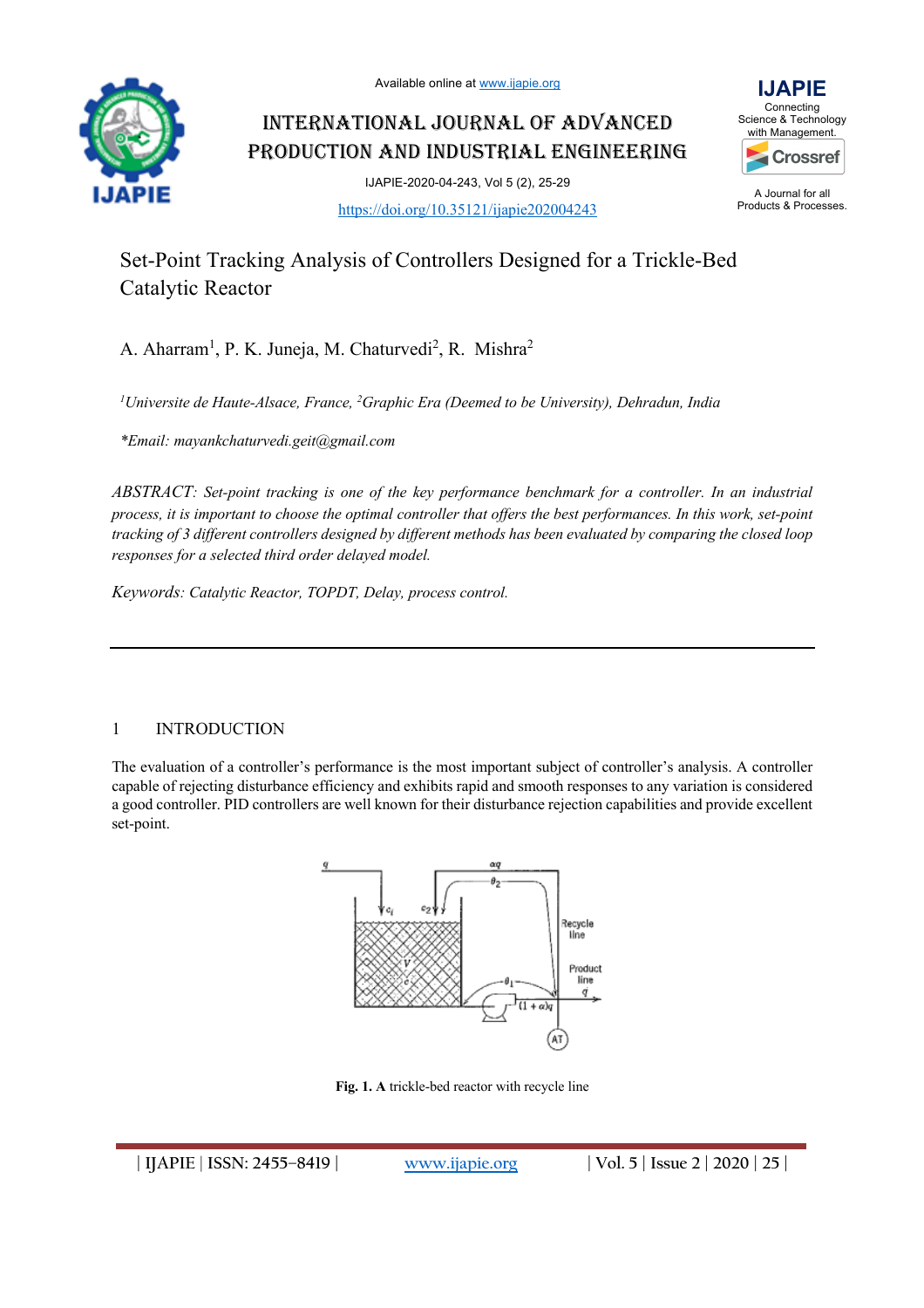Available online at www.ijapie.org

# INTERNATIONAL JOURNAL OF ADVANCED PRODUCTION AND INDUSTRIAL ENGINEERING

IJAPIE-2020-04-243, Vol 5 (2), 25-29

https://doi.org/10.35121/ijapie202004243

IJAPIE Connecting Science & Technology with Management.

A Journal for all Products & Processes.

## Set-Point Tracking Analysis of Controllers Designed for a Trickle-Bed Catalytic Reactor

A. Aharram[1], P. K. Juneja, M. Chaturvedi[2], R. Mishra[2]

*[1]Universite de Haute-Alsace, France, [2]Graphic Era (Deemed to be University), Dehradun, India*

*\*Email: mayankchaturvedi.geit@gmail.com*

*ABSTRACT: Set-point tracking is one of the key performance benchmark for a controller. In an industrial process, it is important to choose the optimal controller that offers the best performances. In this work, set-point tracking of 3 different controllers designed by different methods has been evaluated by comparing the closed loop responses for a selected third order delayed model.*

*Keywords: Catalytic Reactor, TOPDT, Delay, process control.*

---

## 1 INTRODUCTION

The evaluation of a controller's performance is the most important subject of controller's analysis. A controller capable of rejecting disturbance efficiency and exhibits rapid and smooth responses to any variation is considered a good controller. PID controllers are well known for their disturbance rejection capabilities and provide excellent set-point.

q

αq

$\theta_2$

$c_i$

$c_2$

V

c

Recycle line

Product line

q

$\theta_1$

$(1+\alpha)q$

AT

**Fig. 1. A** trickle-bed reactor with recycle line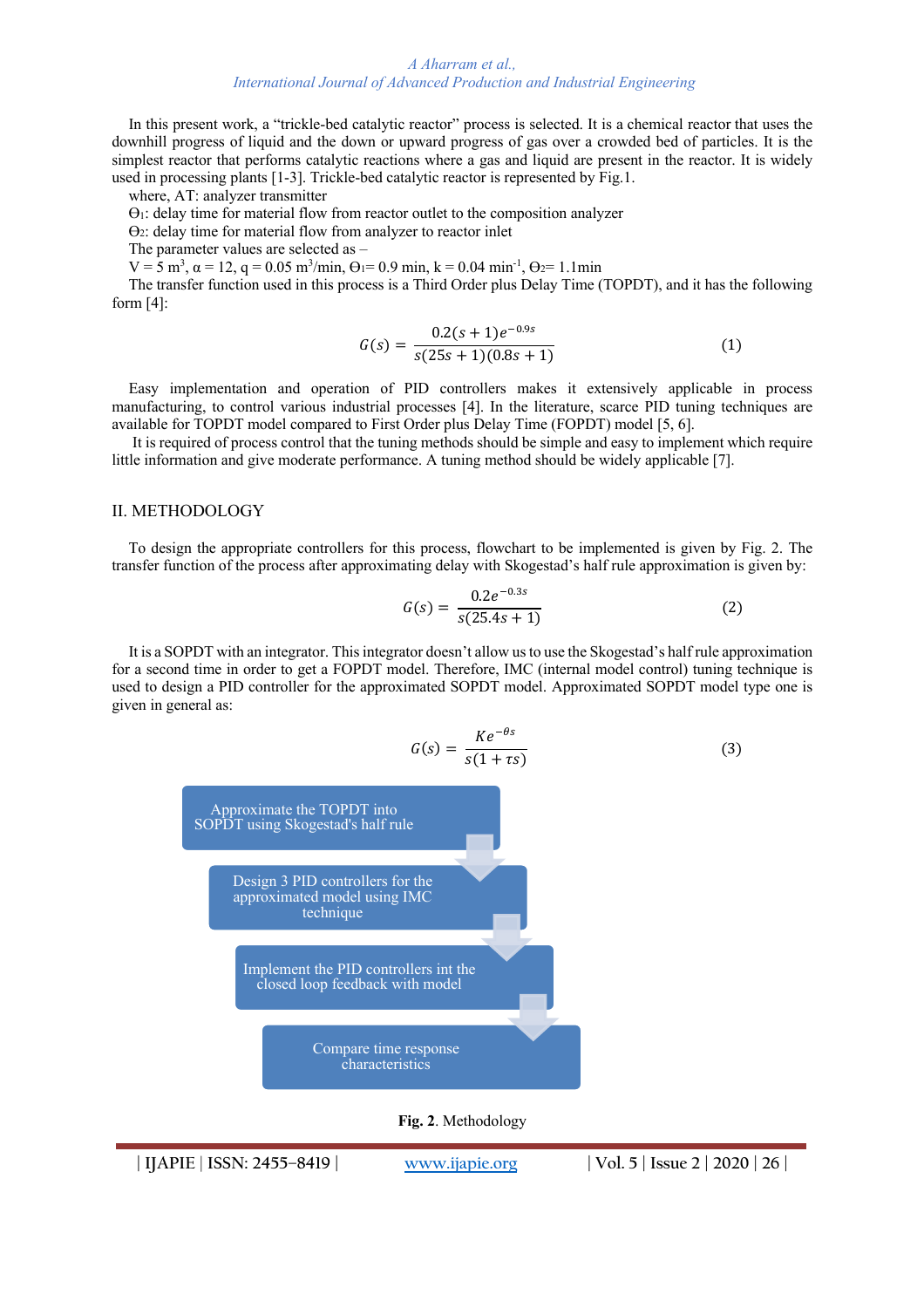In this present work, a "trickle-bed catalytic reactor" process is selected. It is a chemical reactor that uses the downhill progress of liquid and the down or upward progress of gas over a crowded bed of particles. It is the simplest reactor that performs catalytic reactions where a gas and liquid are present in the reactor. It is widely used in processing plants [1-3]. Trickle-bed catalytic reactor is represented by Fig.1.

where, AT: analyzer transmitter

$\Theta_1$: delay time for material flow from reactor outlet to the composition analyzer

$\Theta_2$: delay time for material flow from analyzer to reactor inlet

The parameter values are selected as –

V = 5 $m^3$, α = 12, q = 0.05 $m^3$/min, $\Theta_1$= 0.9 min, k = 0.04 $min^{-1}$, $\Theta_2$= 1.1min

The transfer function used in this process is a Third Order plus Delay Time (TOPDT), and it has the following form [4]:

$$G(s) = \frac{0.2(s+1)e^{-0.9s}}{s(25s+1)(0.8s+1)} \tag{1}$$

Easy implementation and operation of PID controllers makes it extensively applicable in process manufacturing, to control various industrial processes [4]. In the literature, scarce PID tuning techniques are available for TOPDT model compared to First Order plus Delay Time (FOPDT) model [5, 6].

It is required of process control that the tuning methods should be simple and easy to implement which require little information and give moderate performance. A tuning method should be widely applicable [7].

## II. METHODOLOGY

To design the appropriate controllers for this process, flowchart to be implemented is given by Fig. 2. The transfer function of the process after approximating delay with Skogestad's half rule approximation is given by:

$$G(s) = \frac{0.2e^{-0.3s}}{s(25.4s+1)} \tag{2}$$

It is a SOPDT with an integrator. This integrator doesn't allow us to use the Skogestad's half rule approximation for a second time in order to get a FOPDT model. Therefore, IMC (internal model control) tuning technique is used to design a PID controller for the approximated SOPDT model. Approximated SOPDT model type one is given in general as:

$$G(s) = \frac{Ke^{-\theta s}}{s(1+\tau s)} \tag{3}$$

Approximate the TOPDT into SOPDT using Skogestad's half rule

Design 3 PID controllers for the approximated model using IMC technique

Implement the PID controllers int the closed loop feedback with model

Compare time response characteristics

**Fig. 2**. Methodology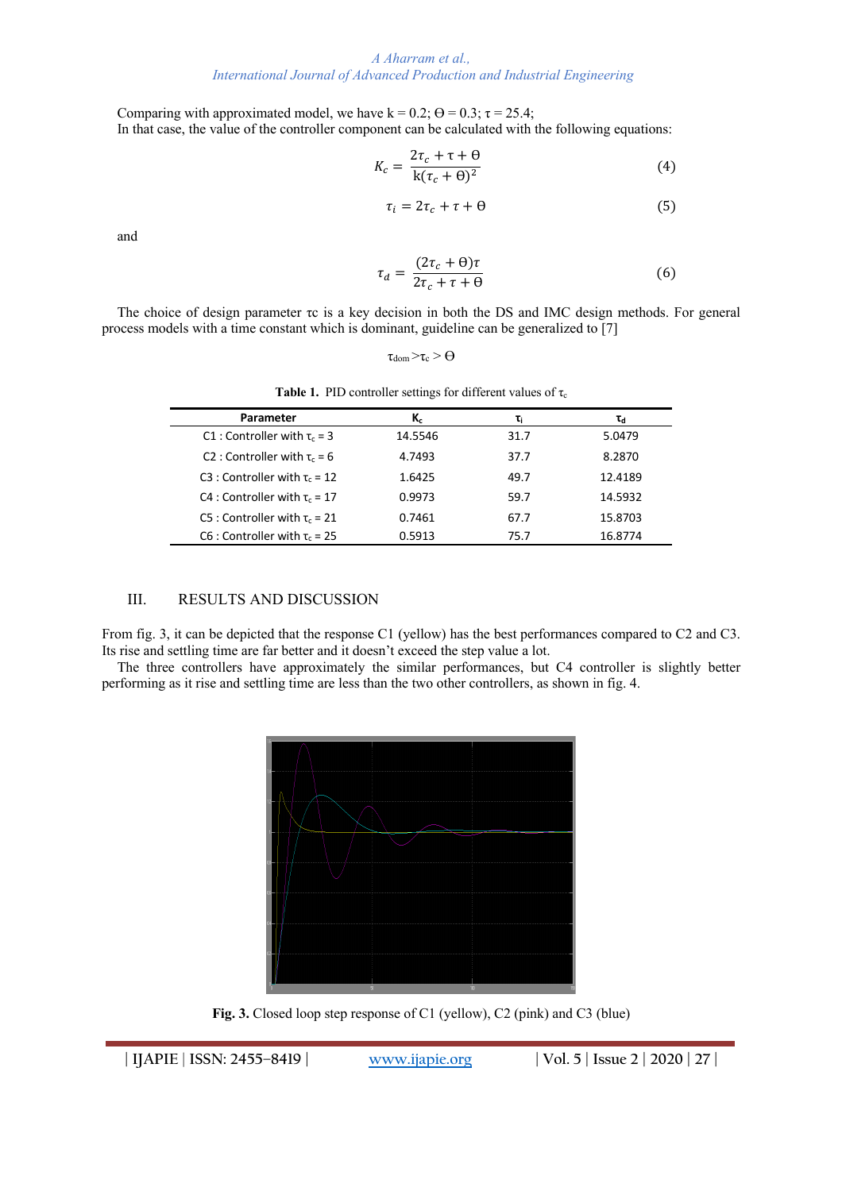Comparing with approximated model, we have k = 0.2; $\Theta = 0.3$; $\tau = 25.4$;
In that case, the value of the controller component can be calculated with the following equations:

$$K_c = \frac{2\tau_c + \tau + \Theta}{k(\tau_c + \Theta)^2} \tag{4}$$

$$\tau_i = 2\tau_c + \tau + \Theta \tag{5}$$

and

$$\tau_d = \frac{(2\tau_c + \Theta)\tau}{2\tau_c + \tau + \Theta} \tag{6}$$

The choice of design parameter $\tau c$ is a key decision in both the DS and IMC design methods. For general process models with a time constant which is dominant, guideline can be generalized to [7]

$$\tau_{dom} > \tau_c > \Theta$$

**Table 1.** PID controller settings for different values of $\tau_c$

| Parameter | $K_c$ | $\tau_i$ | $\tau_d$ |
|---|---|---|---|
| C1 : Controller with $\tau_c$ = 3 | 14.5546 | 31.7 | 5.0479 |
| C2 : Controller with $\tau_c$ = 6 | 4.7493 | 37.7 | 8.2870 |
| C3 : Controller with $\tau_c$ = 12 | 1.6425 | 49.7 | 12.4189 |
| C4 : Controller with $\tau_c$ = 17 | 0.9973 | 59.7 | 14.5932 |
| C5 : Controller with $\tau_c$ = 21 | 0.7461 | 67.7 | 15.8703 |
| C6 : Controller with $\tau_c$ = 25 | 0.5913 | 75.7 | 16.8774 |

## III. RESULTS AND DISCUSSION

From fig. 3, it can be depicted that the response C1 (yellow) has the best performances compared to C2 and C3. Its rise and settling time are far better and it doesn't exceed the step value a lot.

The three controllers have approximately the similar performances, but C4 controller is slightly better performing as it rise and settling time are less than the two other controllers, as shown in fig. 4.

**Fig. 3.** Closed loop step response of C1 (yellow), C2 (pink) and C3 (blue)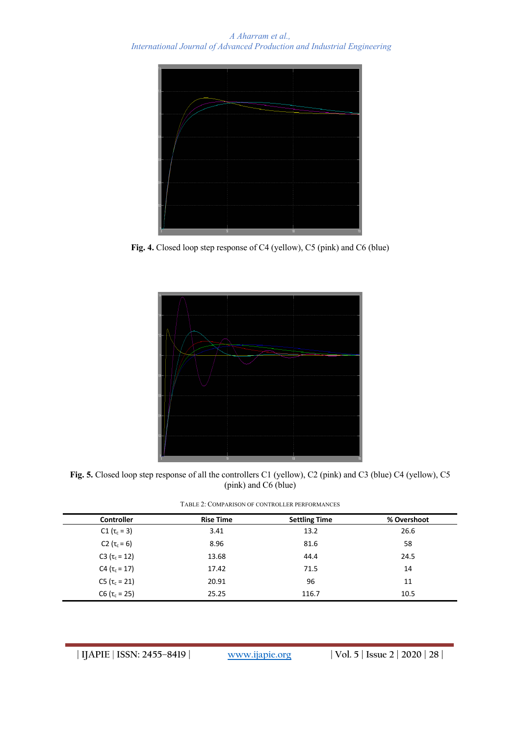**Fig. 4.** Closed loop step response of C4 (yellow), C5 (pink) and C6 (blue)

**Fig. 5.** Closed loop step response of all the controllers C1 (yellow), C2 (pink) and C3 (blue) C4 (yellow), C5 (pink) and C6 (blue)

TABLE 2: COMPARISON OF CONTROLLER PERFORMANCES

| Controller | Rise Time | Settling Time | % Overshoot |
|---|---|---|---|
| C1 ($\tau_c$ = 3) | 3.41 | 13.2 | 26.6 |
| C2 ($\tau_c$ = 6) | 8.96 | 81.6 | 58 |
| C3 ($\tau_c$ = 12) | 13.68 | 44.4 | 24.5 |
| C4 ($\tau_c$ = 17) | 17.42 | 71.5 | 14 |
| C5 ($\tau_c$ = 21) | 20.91 | 96 | 11 |
| C6 ($\tau_c$ = 25) | 25.25 | 116.7 | 10.5 |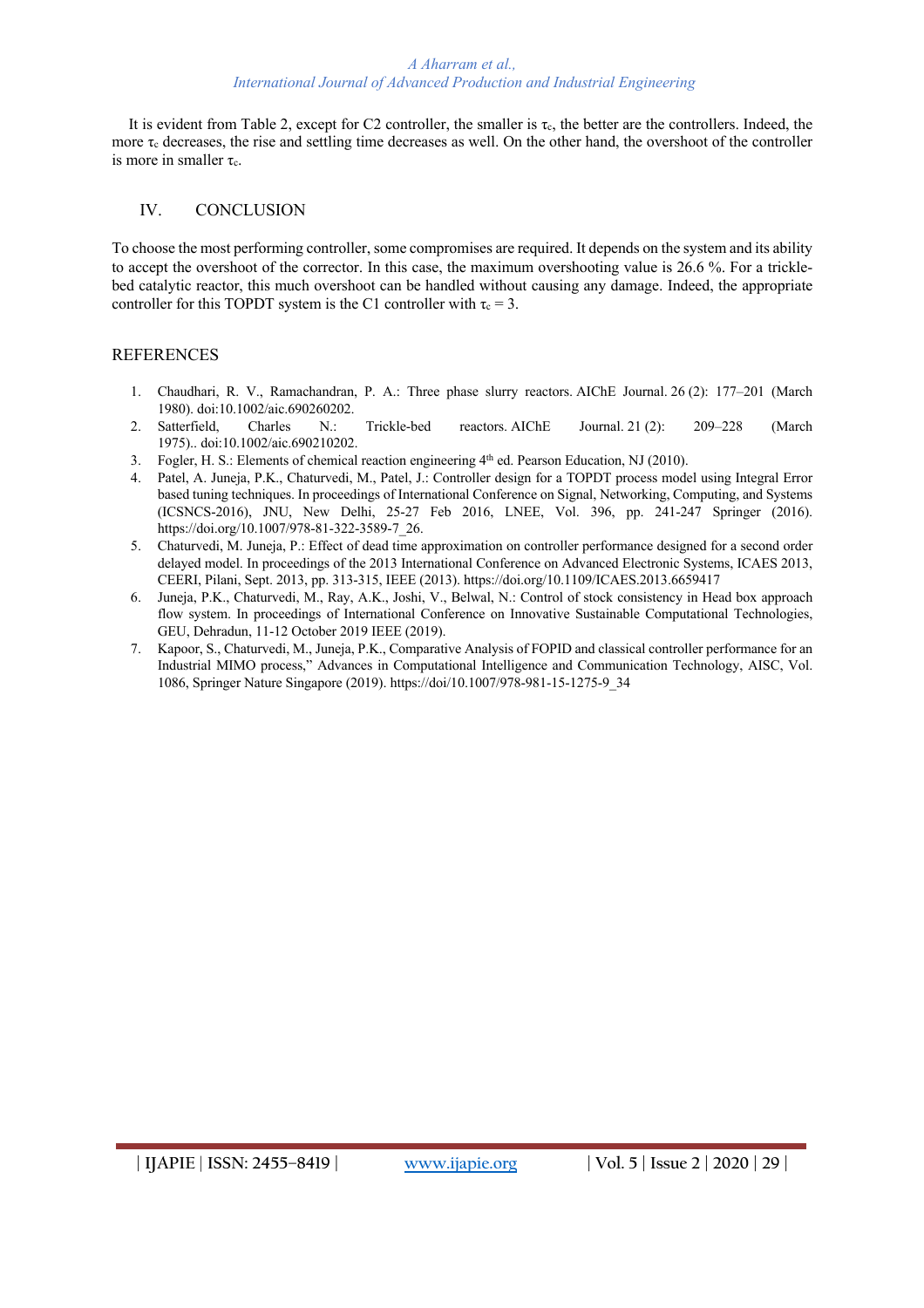It is evident from Table 2, except for C2 controller, the smaller is $\tau_c$, the better are the controllers. Indeed, the more $\tau_c$ decreases, the rise and settling time decreases as well. On the other hand, the overshoot of the controller is more in smaller $\tau_c$.

## IV. CONCLUSION

To choose the most performing controller, some compromises are required. It depends on the system and its ability to accept the overshoot of the corrector. In this case, the maximum overshooting value is 26.6 %. For a trickle-bed catalytic reactor, this much overshoot can be handled without causing any damage. Indeed, the appropriate controller for this TOPDT system is the C1 controller with $\tau_c = 3$.

## REFERENCES

1. Chaudhari, R. V., Ramachandran, P. A.: Three phase slurry reactors. AIChE Journal. 26 (2): 177–201 (March 1980). doi:10.1002/aic.690260202.
2. Satterfield, Charles N.: Trickle-bed reactors. AIChE Journal. 21 (2): 209–228 (March 1975).. doi:10.1002/aic.690210202.
3. Fogler, H. S.: Elements of chemical reaction engineering 4th ed. Pearson Education, NJ (2010).
4. Patel, A. Juneja, P.K., Chaturvedi, M., Patel, J.: Controller design for a TOPDT process model using Integral Error based tuning techniques. In proceedings of International Conference on Signal, Networking, Computing, and Systems (ICSNCS-2016), JNU, New Delhi, 25-27 Feb 2016, LNEE, Vol. 396, pp. 241-247 Springer (2016). https://doi.org/10.1007/978-81-322-3589-7_26.
5. Chaturvedi, M. Juneja, P.: Effect of dead time approximation on controller performance designed for a second order delayed model. In proceedings of the 2013 International Conference on Advanced Electronic Systems, ICAES 2013, CEERI, Pilani, Sept. 2013, pp. 313-315, IEEE (2013). https://doi.org/10.1109/ICAES.2013.6659417
6. Juneja, P.K., Chaturvedi, M., Ray, A.K., Joshi, V., Belwal, N.: Control of stock consistency in Head box approach flow system. In proceedings of International Conference on Innovative Sustainable Computational Technologies, GEU, Dehradun, 11-12 October 2019 IEEE (2019).
7. Kapoor, S., Chaturvedi, M., Juneja, P.K., Comparative Analysis of FOPID and classical controller performance for an Industrial MIMO process," Advances in Computational Intelligence and Communication Technology, AISC, Vol. 1086, Springer Nature Singapore (2019). https://doi/10.1007/978-981-15-1275-9_34